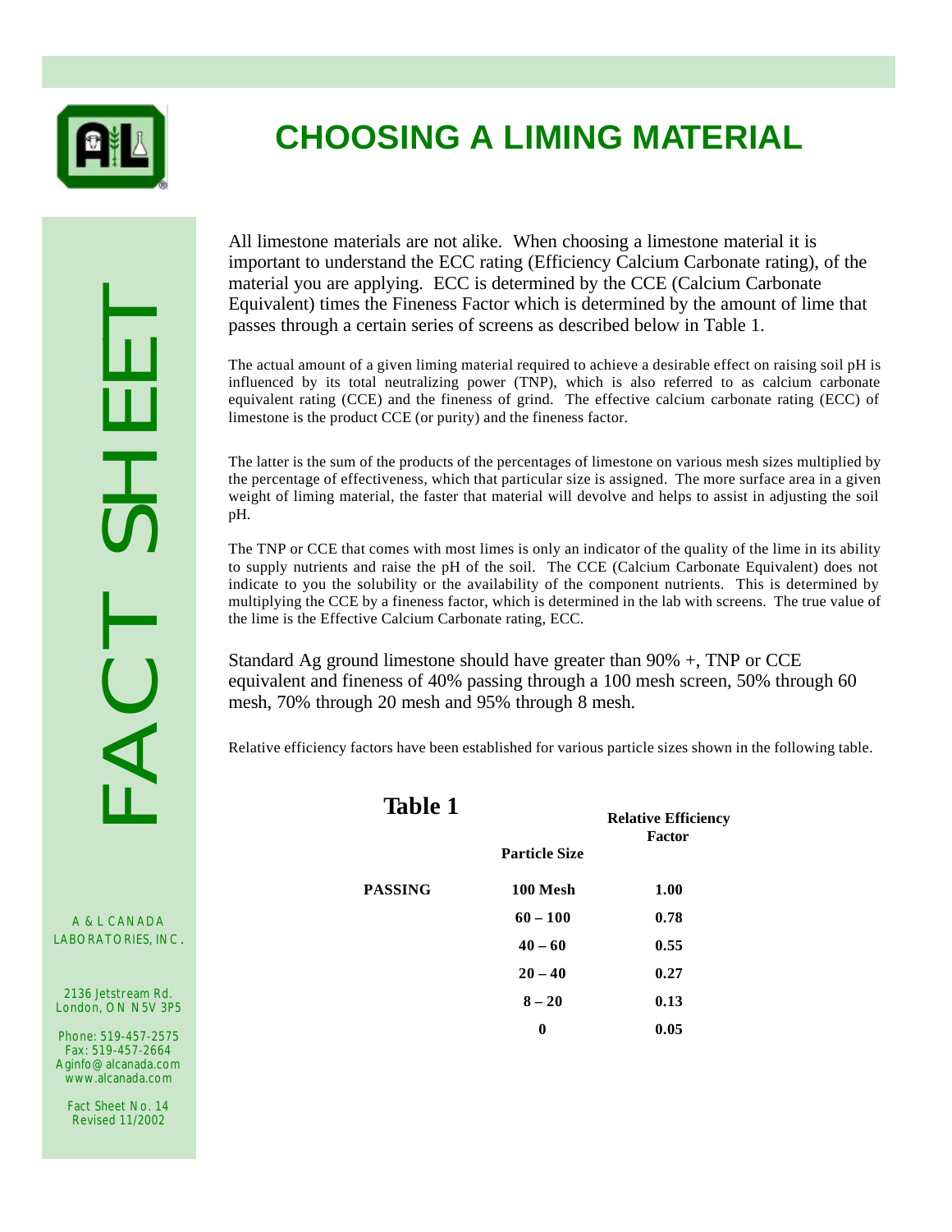# CHOOSING A LIMING MATERIAL

FACT SHEET

All limestone materials are not alike. When choosing a limestone material it is important to understand the ECC rating (Efficiency Calcium Carbonate rating), of the material you are applying. ECC is determined by the CCE (Calcium Carbonate Equivalent) times the Fineness Factor which is determined by the amount of lime that passes through a certain series of screens as described below in Table 1.

The actual amount of a given liming material required to achieve a desirable effect on raising soil pH is influenced by its total neutralizing power (TNP), which is also referred to as calcium carbonate equivalent rating (CCE) and the fineness of grind. The effective calcium carbonate rating (ECC) of limestone is the product CCE (or purity) and the fineness factor.

The latter is the sum of the products of the percentages of limestone on various mesh sizes multiplied by the percentage of effectiveness, which that particular size is assigned. The more surface area in a given weight of liming material, the faster that material will devolve and helps to assist in adjusting the soil pH.

The TNP or CCE that comes with most limes is only an indicator of the quality of the lime in its ability to supply nutrients and raise the pH of the soil. The CCE (Calcium Carbonate Equivalent) does not indicate to you the solubility or the availability of the component nutrients. This is determined by multiplying the CCE by a fineness factor, which is determined in the lab with screens. The true value of the lime is the Effective Calcium Carbonate rating, ECC.

Standard Ag ground limestone should have greater than 90% +, TNP or CCE equivalent and fineness of 40% passing through a 100 mesh screen, 50% through 60 mesh, 70% through 20 mesh and 95% through 8 mesh.

Relative efficiency factors have been established for various particle sizes shown in the following table.

**Table 1**

| | **Particle Size** | **Relative Efficiency Factor** |
|---|---|---|
| **PASSING** | **100 Mesh** | **1.00** |
| | **60 – 100** | **0.78** |
| | **40 – 60** | **0.55** |
| | **20 – 40** | **0.27** |
| | **8 – 20** | **0.13** |
| | **0** | **0.05** |

A & L CANADA LABORATORIES, INC.

2136 Jetstream Rd.
London, ON N5V 3P5

Phone: 519-457-2575
Fax: 519-457-2664
Aginfo@alcanada.com
www.alcanada.com

Fact Sheet No. 14
Revised 11/2002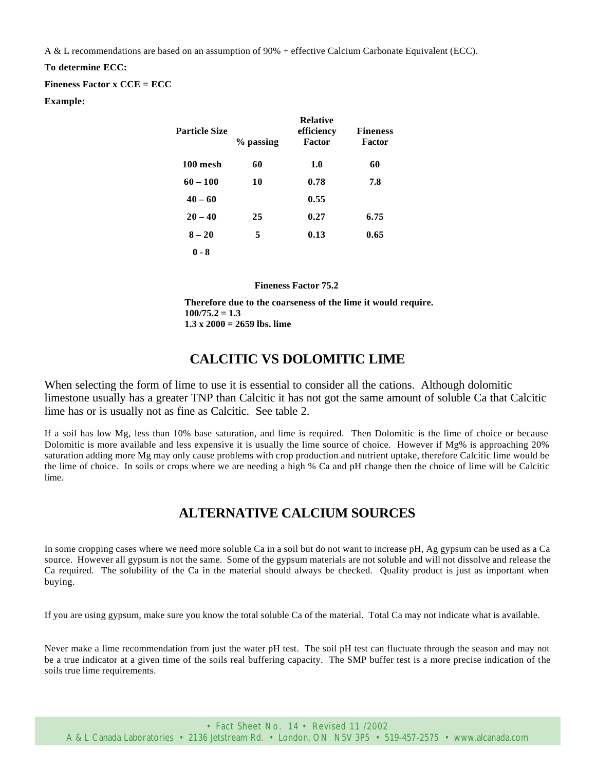A & L recommendations are based on an assumption of 90% + effective Calcium Carbonate Equivalent (ECC).

**To determine ECC:**

**Fineness Factor x CCE = ECC**

**Example:**

| Particle Size | % passing | Relative efficiency Factor | Fineness Factor |
|---|---|---|---|
| 100 mesh | 60 | 1.0 | 60 |
| 60 – 100 | 10 | 0.78 | 7.8 |
| 40 – 60 | | 0.55 | |
| 20 – 40 | 25 | 0.27 | 6.75 |
| 8 – 20 | 5 | 0.13 | 0.65 |
| 0 - 8 | | | |

**Fineness Factor 75.2**

**Therefore due to the coarseness of the lime it would require.**
**100/75.2 = 1.3**
**1.3 x 2000 = 2659 lbs. lime**

## CALCITIC VS DOLOMITIC LIME

When selecting the form of lime to use it is essential to consider all the cations. Although dolomitic limestone usually has a greater TNP than Calcitic it has not got the same amount of soluble Ca that Calcitic lime has or is usually not as fine as Calcitic. See table 2.

If a soil has low Mg, less than 10% base saturation, and lime is required. Then Dolomitic is the lime of choice or because Dolomitic is more available and less expensive it is usually the lime source of choice. However if Mg% is approaching 20% saturation adding more Mg may only cause problems with crop production and nutrient uptake, therefore Calcitic lime would be the lime of choice. In soils or crops where we are needing a high % Ca and pH change then the choice of lime will be Calcitic lime.

## ALTERNATIVE CALCIUM SOURCES

In some cropping cases where we need more soluble Ca in a soil but do not want to increase pH, Ag gypsum can be used as a Ca source. However all gypsum is not the same. Some of the gypsum materials are not soluble and will not dissolve and release the Ca required. The solubility of the Ca in the material should always be checked. Quality product is just as important when buying.

If you are using gypsum, make sure you know the total soluble Ca of the material. Total Ca may not indicate what is available.

Never make a lime recommendation from just the water pH test. The soil pH test can fluctuate through the season and may not be a true indicator at a given time of the soils real buffering capacity. The SMP buffer test is a more precise indication of the soils true lime requirements.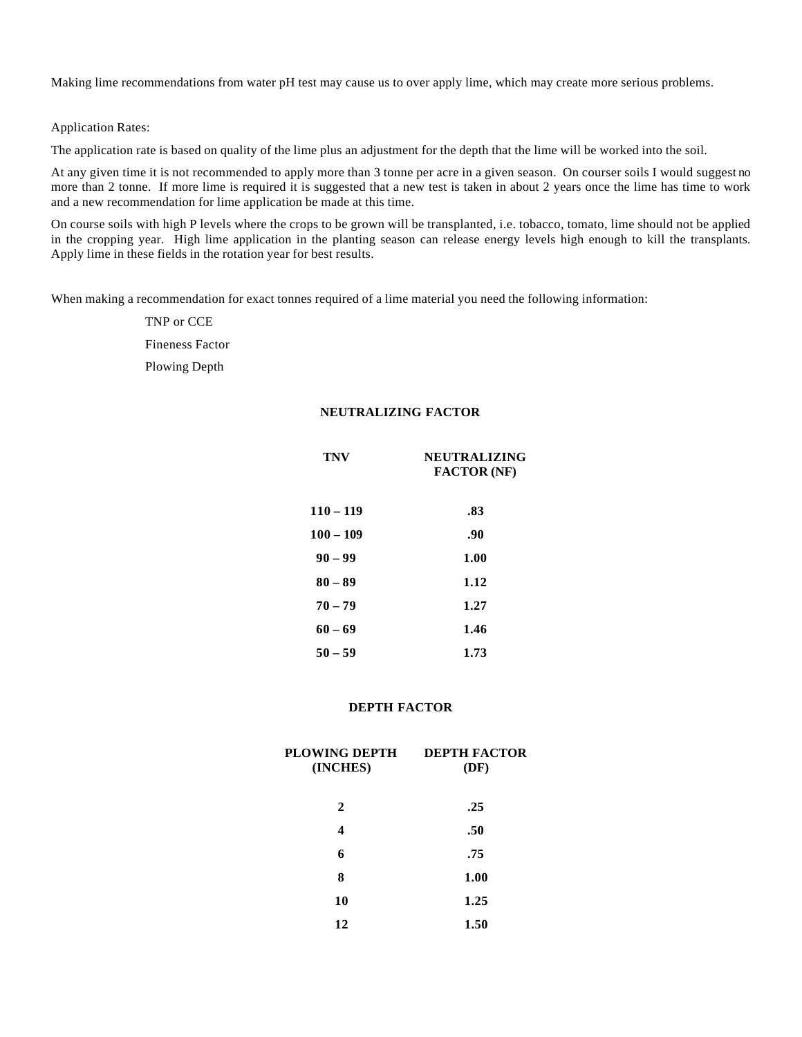Making lime recommendations from water pH test may cause us to over apply lime, which may create more serious problems.

Application Rates:

The application rate is based on quality of the lime plus an adjustment for the depth that the lime will be worked into the soil.

At any given time it is not recommended to apply more than 3 tonne per acre in a given season. On courser soils I would suggest no more than 2 tonne. If more lime is required it is suggested that a new test is taken in about 2 years once the lime has time to work and a new recommendation for lime application be made at this time.

On course soils with high P levels where the crops to be grown will be transplanted, i.e. tobacco, tomato, lime should not be applied in the cropping year. High lime application in the planting season can release energy levels high enough to kill the transplants. Apply lime in these fields in the rotation year for best results.

When making a recommendation for exact tonnes required of a lime material you need the following information:

- TNP or CCE
- Fineness Factor
- Plowing Depth

**NEUTRALIZING FACTOR**

| TNV | NEUTRALIZING FACTOR (NF) |
|---|---|
| 110 – 119 | .83 |
| 100 – 109 | .90 |
| 90 – 99 | 1.00 |
| 80 – 89 | 1.12 |
| 70 – 79 | 1.27 |
| 60 – 69 | 1.46 |
| 50 – 59 | 1.73 |

**DEPTH FACTOR**

| PLOWING DEPTH (INCHES) | DEPTH FACTOR (DF) |
|---|---|
| 2 | .25 |
| 4 | .50 |
| 6 | .75 |
| 8 | 1.00 |
| 10 | 1.25 |
| 12 | 1.50 |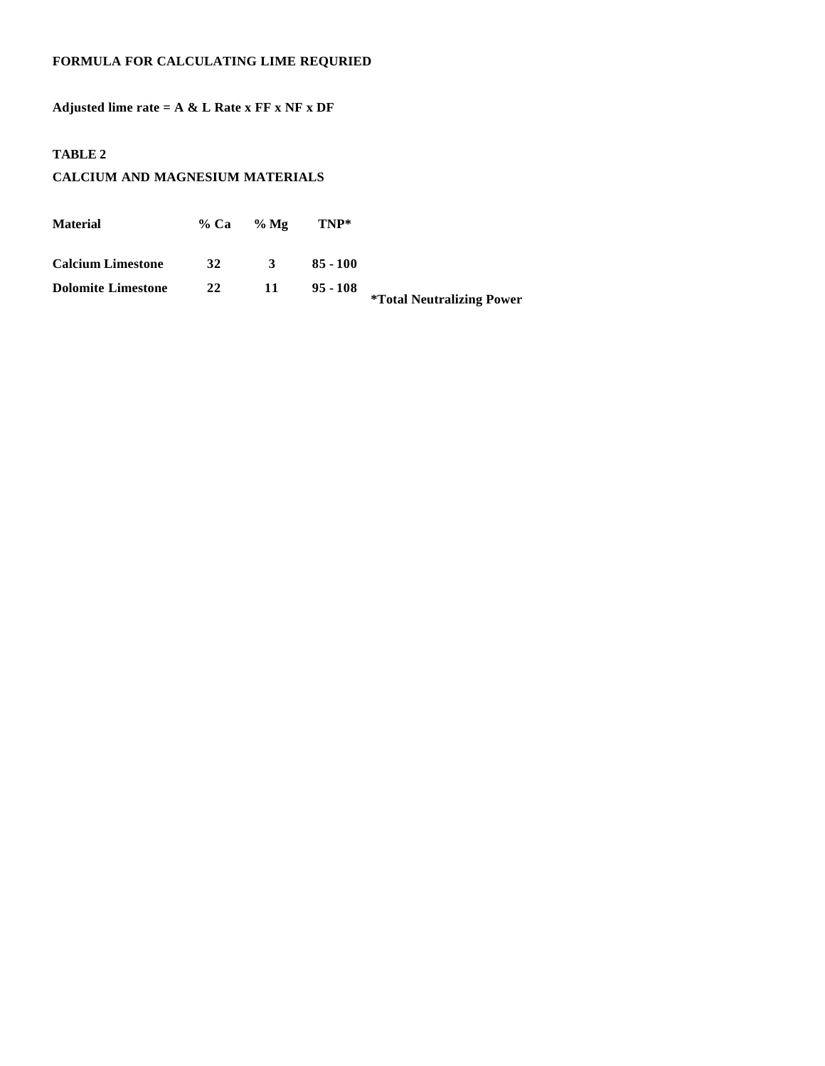**FORMULA FOR CALCULATING LIME REQURIED**

**Adjusted lime rate = A & L Rate x FF x NF x DF**

**TABLE 2**

**CALCIUM AND MAGNESIUM MATERIALS**

| Material | % Ca | % Mg | TNP* |
|---|---|---|---|
| Calcium Limestone | 32 | 3 | 85 - 100 |
| Dolomite Limestone | 22 | 11 | 95 - 108 |

**\*Total Neutralizing Power**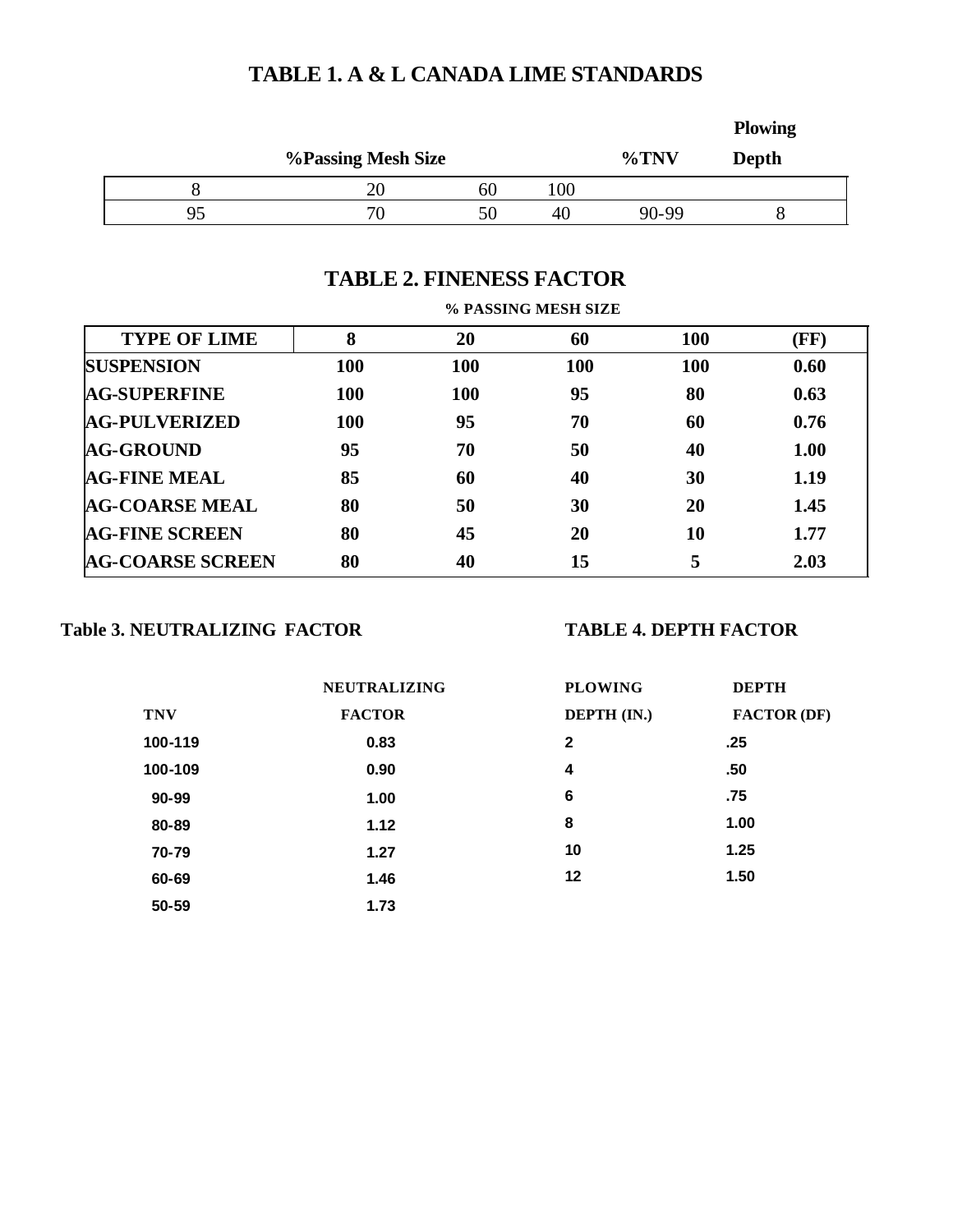# TABLE 1. A & L CANADA LIME STANDARDS

| %Passing Mesh Size | | | | %TNV | Plowing Depth |
|---|---|---|---|---|---|
| 8 | 20 | 60 | 100 | | |
| 95 | 70 | 50 | 40 | 90-99 | 8 |

# TABLE 2. FINENESS FACTOR

| | % PASSING MESH SIZE | | | | |
|---|---|---|---|---|---|
| **TYPE OF LIME** | **8** | **20** | **60** | **100** | **(FF)** |
| **SUSPENSION** | **100** | **100** | **100** | **100** | **0.60** |
| **AG-SUPERFINE** | **100** | **100** | **95** | **80** | **0.63** |
| **AG-PULVERIZED** | **100** | **95** | **70** | **60** | **0.76** |
| **AG-GROUND** | **95** | **70** | **50** | **40** | **1.00** |
| **AG-FINE MEAL** | **85** | **60** | **40** | **30** | **1.19** |
| **AG-COARSE MEAL** | **80** | **50** | **30** | **20** | **1.45** |
| **AG-FINE SCREEN** | **80** | **45** | **20** | **10** | **1.77** |
| **AG-COARSE SCREEN** | **80** | **40** | **15** | **5** | **2.03** |

## Table 3. NEUTRALIZING FACTOR

| TNV | NEUTRALIZING FACTOR |
|---|---|
| 100-119 | 0.83 |
| 100-109 | 0.90 |
| 90-99 | 1.00 |
| 80-89 | 1.12 |
| 70-79 | 1.27 |
| 60-69 | 1.46 |
| 50-59 | 1.73 |

## TABLE 4. DEPTH FACTOR

| PLOWING DEPTH (IN.) | DEPTH FACTOR (DF) |
|---|---|
| 2 | .25 |
| 4 | .50 |
| 6 | .75 |
| 8 | 1.00 |
| 10 | 1.25 |
| 12 | 1.50 |